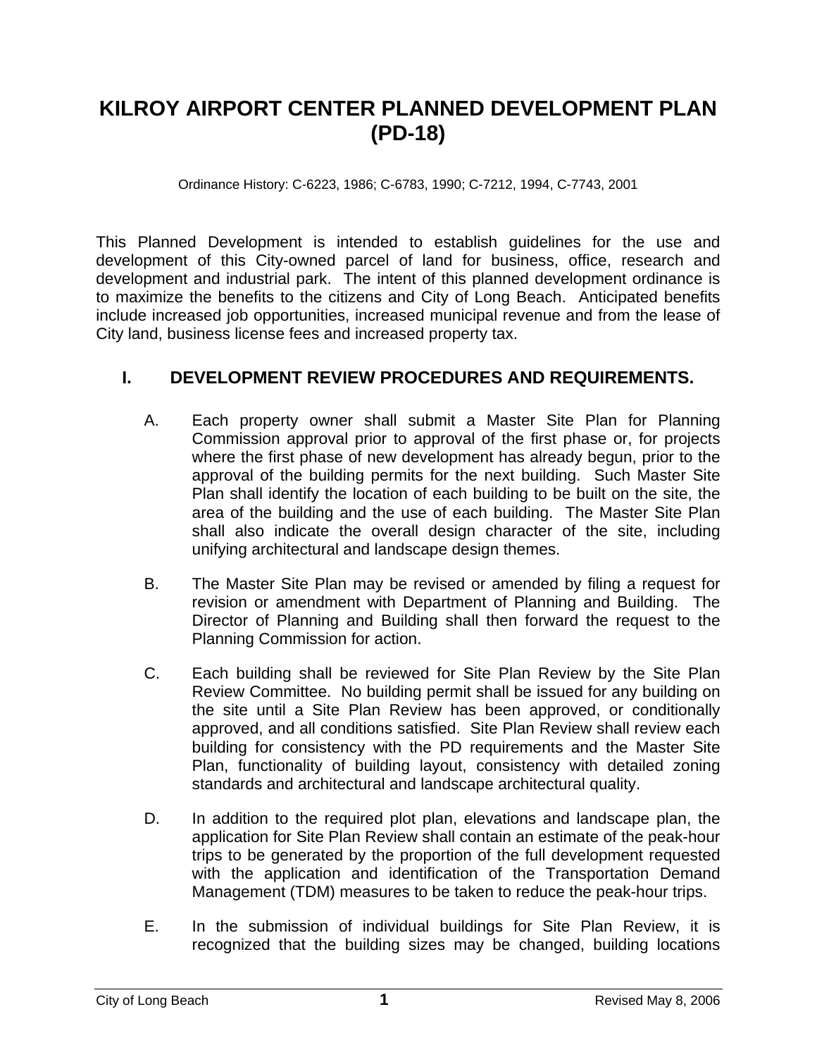# KILROY AIRPORT CENTER PLANNED DEVELOPMENT PLAN (PD-18)

Ordinance History: C-6223, 1986; C-6783, 1990; C-7212, 1994, C-7743, 2001

This Planned Development is intended to establish guidelines for the use and development of this City-owned parcel of land for business, office, research and development and industrial park. The intent of this planned development ordinance is to maximize the benefits to the citizens and City of Long Beach. Anticipated benefits include increased job opportunities, increased municipal revenue and from the lease of City land, business license fees and increased property tax.

## I. DEVELOPMENT REVIEW PROCEDURES AND REQUIREMENTS.

A. Each property owner shall submit a Master Site Plan for Planning Commission approval prior to approval of the first phase or, for projects where the first phase of new development has already begun, prior to the approval of the building permits for the next building. Such Master Site Plan shall identify the location of each building to be built on the site, the area of the building and the use of each building. The Master Site Plan shall also indicate the overall design character of the site, including unifying architectural and landscape design themes.

B. The Master Site Plan may be revised or amended by filing a request for revision or amendment with Department of Planning and Building. The Director of Planning and Building shall then forward the request to the Planning Commission for action.

C. Each building shall be reviewed for Site Plan Review by the Site Plan Review Committee. No building permit shall be issued for any building on the site until a Site Plan Review has been approved, or conditionally approved, and all conditions satisfied. Site Plan Review shall review each building for consistency with the PD requirements and the Master Site Plan, functionality of building layout, consistency with detailed zoning standards and architectural and landscape architectural quality.

D. In addition to the required plot plan, elevations and landscape plan, the application for Site Plan Review shall contain an estimate of the peak-hour trips to be generated by the proportion of the full development requested with the application and identification of the Transportation Demand Management (TDM) measures to be taken to reduce the peak-hour trips.

E. In the submission of individual buildings for Site Plan Review, it is recognized that the building sizes may be changed, building locations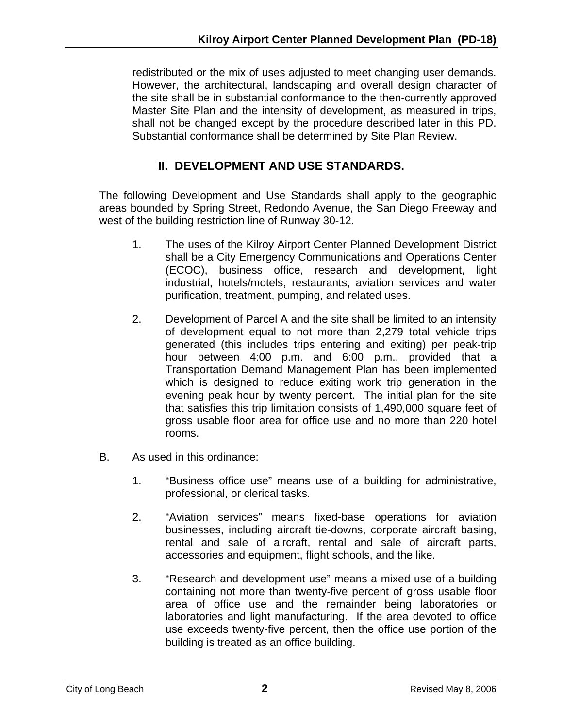redistributed or the mix of uses adjusted to meet changing user demands. However, the architectural, landscaping and overall design character of the site shall be in substantial conformance to the then-currently approved Master Site Plan and the intensity of development, as measured in trips, shall not be changed except by the procedure described later in this PD. Substantial conformance shall be determined by Site Plan Review.

## II. DEVELOPMENT AND USE STANDARDS.

The following Development and Use Standards shall apply to the geographic areas bounded by Spring Street, Redondo Avenue, the San Diego Freeway and west of the building restriction line of Runway 30-12.

1. The uses of the Kilroy Airport Center Planned Development District shall be a City Emergency Communications and Operations Center (ECOC), business office, research and development, light industrial, hotels/motels, restaurants, aviation services and water purification, treatment, pumping, and related uses.

2. Development of Parcel A and the site shall be limited to an intensity of development equal to not more than 2,279 total vehicle trips generated (this includes trips entering and exiting) per peak-trip hour between 4:00 p.m. and 6:00 p.m., provided that a Transportation Demand Management Plan has been implemented which is designed to reduce exiting work trip generation in the evening peak hour by twenty percent. The initial plan for the site that satisfies this trip limitation consists of 1,490,000 square feet of gross usable floor area for office use and no more than 220 hotel rooms.

B. As used in this ordinance:

1. "Business office use" means use of a building for administrative, professional, or clerical tasks.

2. "Aviation services" means fixed-base operations for aviation businesses, including aircraft tie-downs, corporate aircraft basing, rental and sale of aircraft, rental and sale of aircraft parts, accessories and equipment, flight schools, and the like.

3. "Research and development use" means a mixed use of a building containing not more than twenty-five percent of gross usable floor area of office use and the remainder being laboratories or laboratories and light manufacturing. If the area devoted to office use exceeds twenty-five percent, then the office use portion of the building is treated as an office building.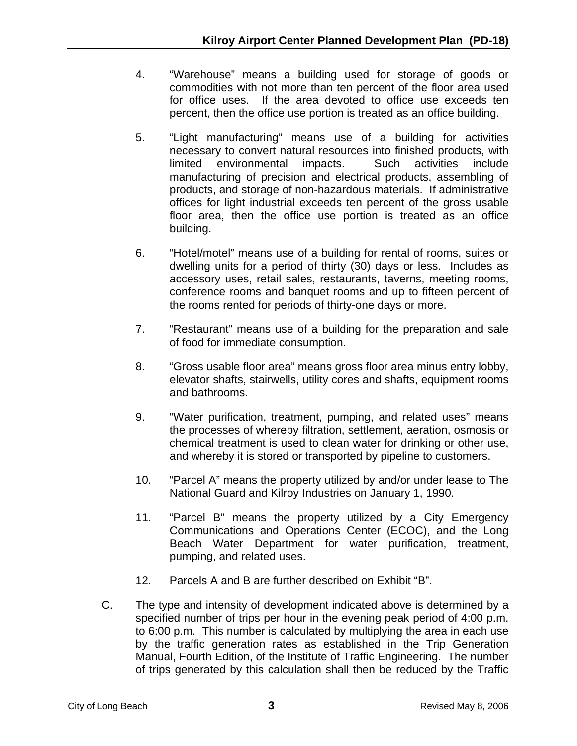4. “Warehouse” means a building used for storage of goods or commodities with not more than ten percent of the floor area used for office uses. If the area devoted to office use exceeds ten percent, then the office use portion is treated as an office building.

5. “Light manufacturing” means use of a building for activities necessary to convert natural resources into finished products, with limited environmental impacts. Such activities include manufacturing of precision and electrical products, assembling of products, and storage of non-hazardous materials. If administrative offices for light industrial exceeds ten percent of the gross usable floor area, then the office use portion is treated as an office building.

6. “Hotel/motel” means use of a building for rental of rooms, suites or dwelling units for a period of thirty (30) days or less. Includes as accessory uses, retail sales, restaurants, taverns, meeting rooms, conference rooms and banquet rooms and up to fifteen percent of the rooms rented for periods of thirty-one days or more.

7. “Restaurant” means use of a building for the preparation and sale of food for immediate consumption.

8. “Gross usable floor area” means gross floor area minus entry lobby, elevator shafts, stairwells, utility cores and shafts, equipment rooms and bathrooms.

9. “Water purification, treatment, pumping, and related uses” means the processes of whereby filtration, settlement, aeration, osmosis or chemical treatment is used to clean water for drinking or other use, and whereby it is stored or transported by pipeline to customers.

10. “Parcel A” means the property utilized by and/or under lease to The National Guard and Kilroy Industries on January 1, 1990.

11. “Parcel B” means the property utilized by a City Emergency Communications and Operations Center (ECOC), and the Long Beach Water Department for water purification, treatment, pumping, and related uses.

12. Parcels A and B are further described on Exhibit “B”.

C. The type and intensity of development indicated above is determined by a specified number of trips per hour in the evening peak period of 4:00 p.m. to 6:00 p.m. This number is calculated by multiplying the area in each use by the traffic generation rates as established in the Trip Generation Manual, Fourth Edition, of the Institute of Traffic Engineering. The number of trips generated by this calculation shall then be reduced by the Traffic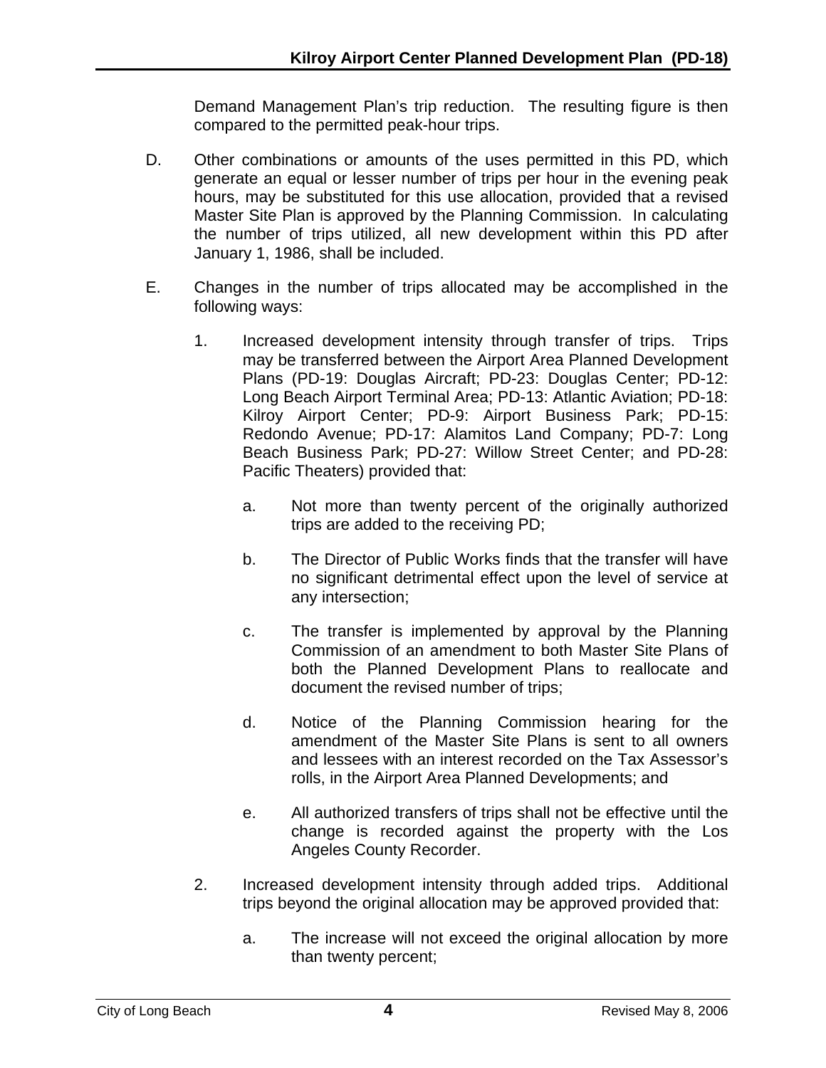Demand Management Plan's trip reduction. The resulting figure is then compared to the permitted peak-hour trips.

D. Other combinations or amounts of the uses permitted in this PD, which generate an equal or lesser number of trips per hour in the evening peak hours, may be substituted for this use allocation, provided that a revised Master Site Plan is approved by the Planning Commission. In calculating the number of trips utilized, all new development within this PD after January 1, 1986, shall be included.

E. Changes in the number of trips allocated may be accomplished in the following ways:

   1. Increased development intensity through transfer of trips. Trips may be transferred between the Airport Area Planned Development Plans (PD-19: Douglas Aircraft; PD-23: Douglas Center; PD-12: Long Beach Airport Terminal Area; PD-13: Atlantic Aviation; PD-18: Kilroy Airport Center; PD-9: Airport Business Park; PD-15: Redondo Avenue; PD-17: Alamitos Land Company; PD-7: Long Beach Business Park; PD-27: Willow Street Center; and PD-28: Pacific Theaters) provided that:

      a. Not more than twenty percent of the originally authorized trips are added to the receiving PD;

      b. The Director of Public Works finds that the transfer will have no significant detrimental effect upon the level of service at any intersection;

      c. The transfer is implemented by approval by the Planning Commission of an amendment to both Master Site Plans of both the Planned Development Plans to reallocate and document the revised number of trips;

      d. Notice of the Planning Commission hearing for the amendment of the Master Site Plans is sent to all owners and lessees with an interest recorded on the Tax Assessor's rolls, in the Airport Area Planned Developments; and

      e. All authorized transfers of trips shall not be effective until the change is recorded against the property with the Los Angeles County Recorder.

   2. Increased development intensity through added trips. Additional trips beyond the original allocation may be approved provided that:

      a. The increase will not exceed the original allocation by more than twenty percent;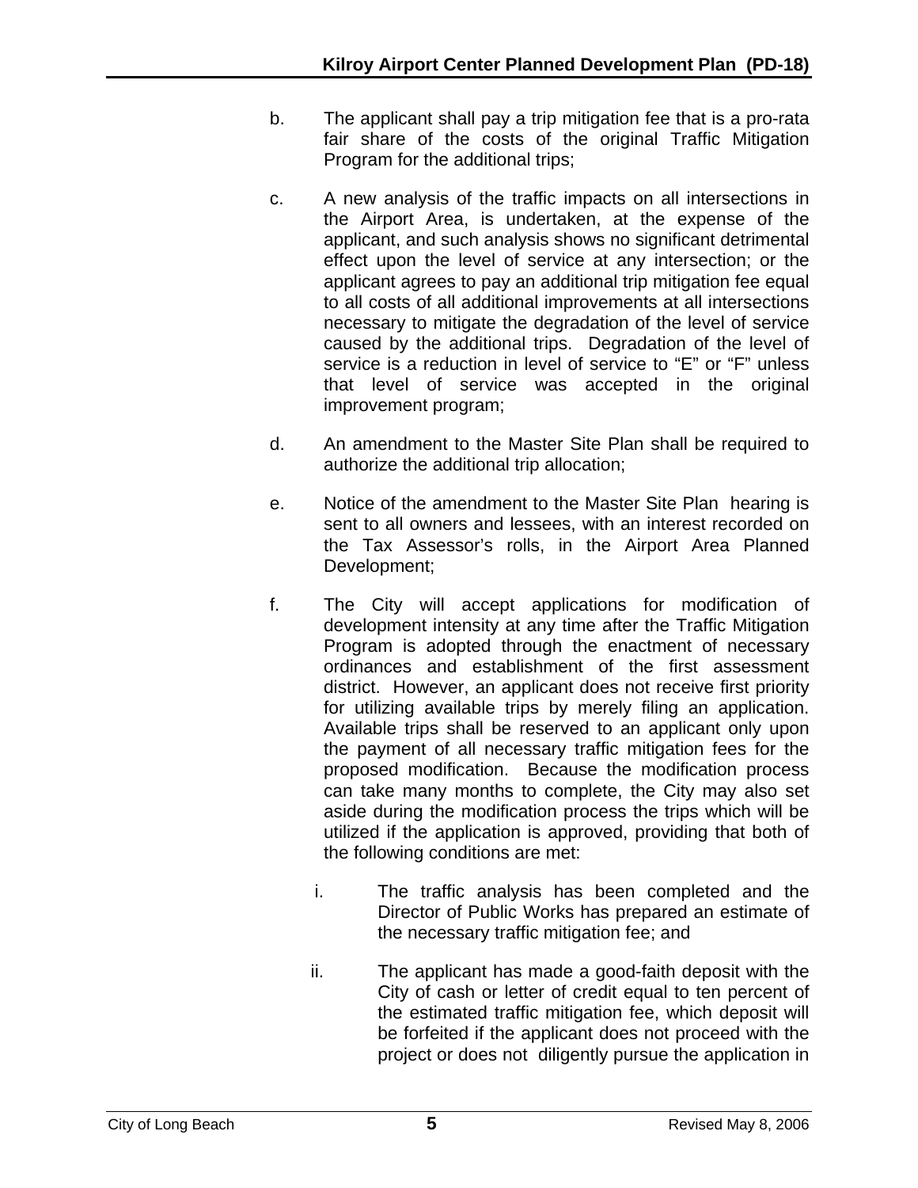b. The applicant shall pay a trip mitigation fee that is a pro-rata fair share of the costs of the original Traffic Mitigation Program for the additional trips;

c. A new analysis of the traffic impacts on all intersections in the Airport Area, is undertaken, at the expense of the applicant, and such analysis shows no significant detrimental effect upon the level of service at any intersection; or the applicant agrees to pay an additional trip mitigation fee equal to all costs of all additional improvements at all intersections necessary to mitigate the degradation of the level of service caused by the additional trips. Degradation of the level of service is a reduction in level of service to "E" or "F" unless that level of service was accepted in the original improvement program;

d. An amendment to the Master Site Plan shall be required to authorize the additional trip allocation;

e. Notice of the amendment to the Master Site Plan hearing is sent to all owners and lessees, with an interest recorded on the Tax Assessor's rolls, in the Airport Area Planned Development;

f. The City will accept applications for modification of development intensity at any time after the Traffic Mitigation Program is adopted through the enactment of necessary ordinances and establishment of the first assessment district. However, an applicant does not receive first priority for utilizing available trips by merely filing an application. Available trips shall be reserved to an applicant only upon the payment of all necessary traffic mitigation fees for the proposed modification. Because the modification process can take many months to complete, the City may also set aside during the modification process the trips which will be utilized if the application is approved, providing that both of the following conditions are met:

   i. The traffic analysis has been completed and the Director of Public Works has prepared an estimate of the necessary traffic mitigation fee; and

   ii. The applicant has made a good-faith deposit with the City of cash or letter of credit equal to ten percent of the estimated traffic mitigation fee, which deposit will be forfeited if the applicant does not proceed with the project or does not diligently pursue the application in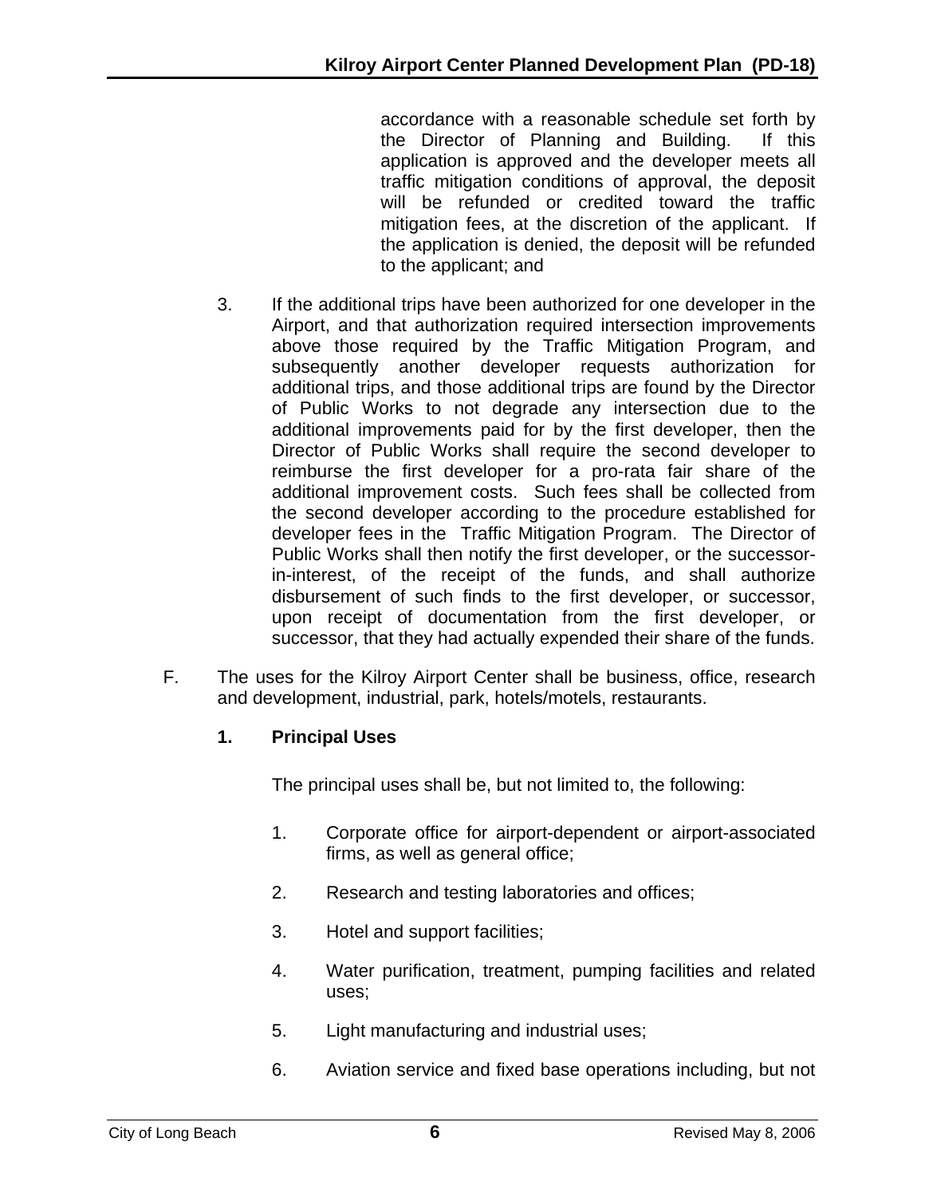accordance with a reasonable schedule set forth by the Director of Planning and Building. If this application is approved and the developer meets all traffic mitigation conditions of approval, the deposit will be refunded or credited toward the traffic mitigation fees, at the discretion of the applicant. If the application is denied, the deposit will be refunded to the applicant; and

3. If the additional trips have been authorized for one developer in the Airport, and that authorization required intersection improvements above those required by the Traffic Mitigation Program, and subsequently another developer requests authorization for additional trips, and those additional trips are found by the Director of Public Works to not degrade any intersection due to the additional improvements paid for by the first developer, then the Director of Public Works shall require the second developer to reimburse the first developer for a pro-rata fair share of the additional improvement costs. Such fees shall be collected from the second developer according to the procedure established for developer fees in the Traffic Mitigation Program. The Director of Public Works shall then notify the first developer, or the successor-in-interest, of the receipt of the funds, and shall authorize disbursement of such finds to the first developer, or successor, upon receipt of documentation from the first developer, or successor, that they had actually expended their share of the funds.

F. The uses for the Kilroy Airport Center shall be business, office, research and development, industrial, park, hotels/motels, restaurants.

**1. Principal Uses**

The principal uses shall be, but not limited to, the following:

1. Corporate office for airport-dependent or airport-associated firms, as well as general office;
2. Research and testing laboratories and offices;
3. Hotel and support facilities;
4. Water purification, treatment, pumping facilities and related uses;
5. Light manufacturing and industrial uses;
6. Aviation service and fixed base operations including, but not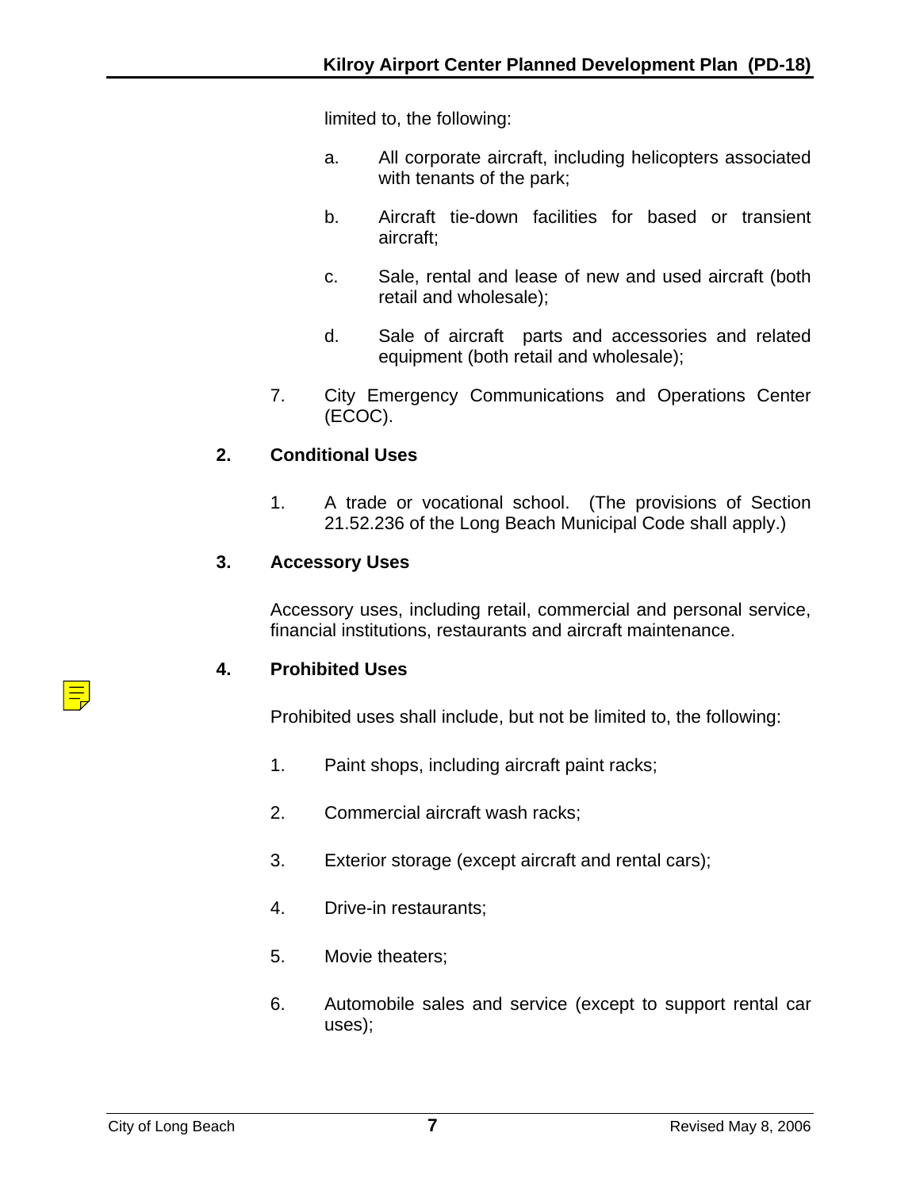limited to, the following:

a. All corporate aircraft, including helicopters associated with tenants of the park;

b. Aircraft tie-down facilities for based or transient aircraft;

c. Sale, rental and lease of new and used aircraft (both retail and wholesale);

d. Sale of aircraft parts and accessories and related equipment (both retail and wholesale);

7. City Emergency Communications and Operations Center (ECOC).

**2. Conditional Uses**

1. A trade or vocational school. (The provisions of Section 21.52.236 of the Long Beach Municipal Code shall apply.)

**3. Accessory Uses**

Accessory uses, including retail, commercial and personal service, financial institutions, restaurants and aircraft maintenance.

**4. Prohibited Uses**

Prohibited uses shall include, but not be limited to, the following:

1. Paint shops, including aircraft paint racks;

2. Commercial aircraft wash racks;

3. Exterior storage (except aircraft and rental cars);

4. Drive-in restaurants;

5. Movie theaters;

6. Automobile sales and service (except to support rental car uses);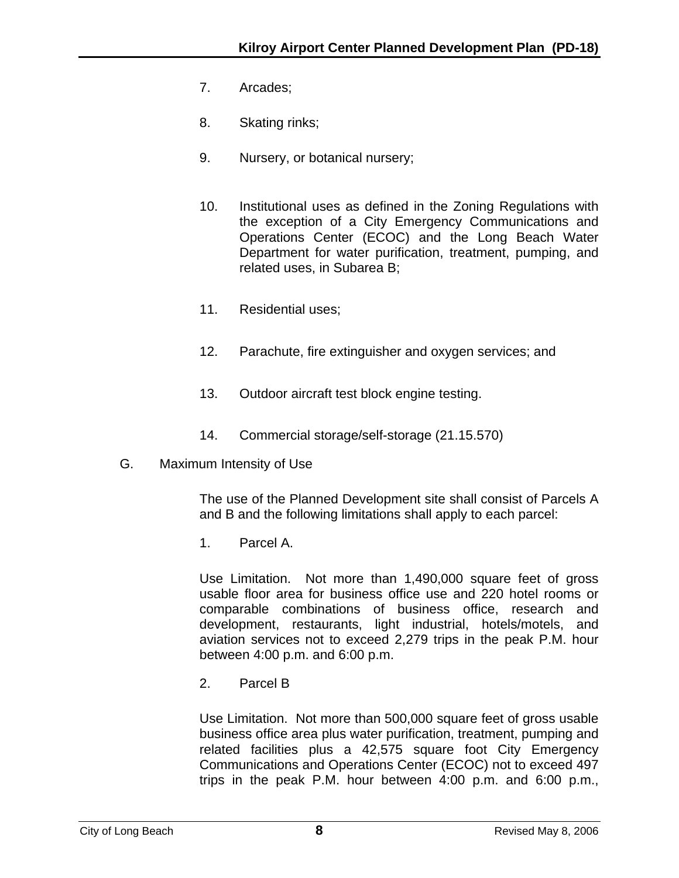7. Arcades;

8. Skating rinks;

9. Nursery, or botanical nursery;

10. Institutional uses as defined in the Zoning Regulations with the exception of a City Emergency Communications and Operations Center (ECOC) and the Long Beach Water Department for water purification, treatment, pumping, and related uses, in Subarea B;

11. Residential uses;

12. Parachute, fire extinguisher and oxygen services; and

13. Outdoor aircraft test block engine testing.

14. Commercial storage/self-storage (21.15.570)

G. Maximum Intensity of Use

The use of the Planned Development site shall consist of Parcels A and B and the following limitations shall apply to each parcel:

1. Parcel A.

Use Limitation. Not more than 1,490,000 square feet of gross usable floor area for business office use and 220 hotel rooms or comparable combinations of business office, research and development, restaurants, light industrial, hotels/motels, and aviation services not to exceed 2,279 trips in the peak P.M. hour between 4:00 p.m. and 6:00 p.m.

2. Parcel B

Use Limitation. Not more than 500,000 square feet of gross usable business office area plus water purification, treatment, pumping and related facilities plus a 42,575 square foot City Emergency Communications and Operations Center (ECOC) not to exceed 497 trips in the peak P.M. hour between 4:00 p.m. and 6:00 p.m.,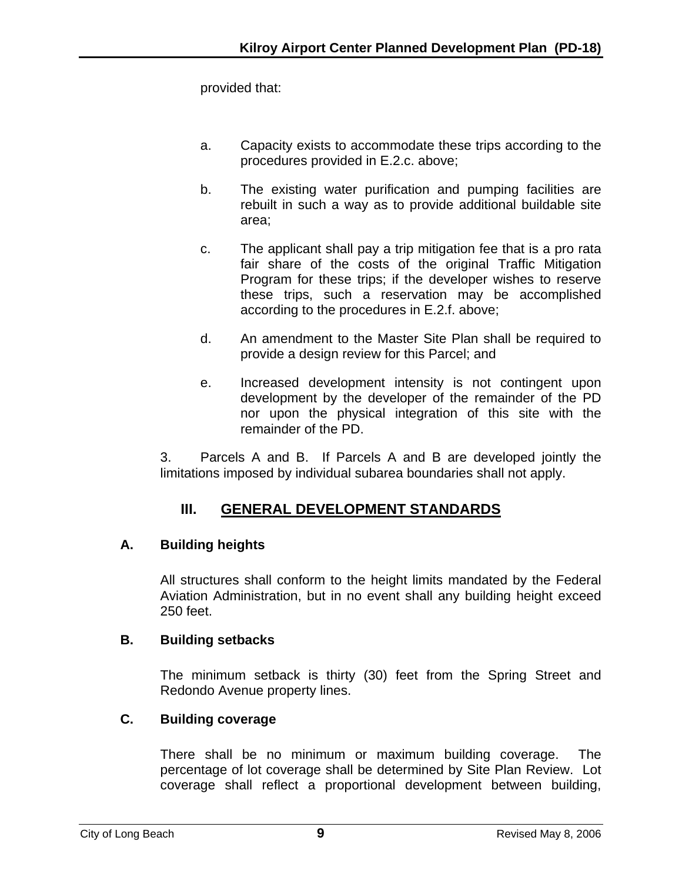provided that:

a. Capacity exists to accommodate these trips according to the procedures provided in E.2.c. above;

b. The existing water purification and pumping facilities are rebuilt in such a way as to provide additional buildable site area;

c. The applicant shall pay a trip mitigation fee that is a pro rata fair share of the costs of the original Traffic Mitigation Program for these trips; if the developer wishes to reserve these trips, such a reservation may be accomplished according to the procedures in E.2.f. above;

d. An amendment to the Master Site Plan shall be required to provide a design review for this Parcel; and

e. Increased development intensity is not contingent upon development by the developer of the remainder of the PD nor upon the physical integration of this site with the remainder of the PD.

3. Parcels A and B. If Parcels A and B are developed jointly the limitations imposed by individual subarea boundaries shall not apply.

## III. GENERAL DEVELOPMENT STANDARDS

### A. Building heights

All structures shall conform to the height limits mandated by the Federal Aviation Administration, but in no event shall any building height exceed 250 feet.

### B. Building setbacks

The minimum setback is thirty (30) feet from the Spring Street and Redondo Avenue property lines.

### C. Building coverage

There shall be no minimum or maximum building coverage. The percentage of lot coverage shall be determined by Site Plan Review. Lot coverage shall reflect a proportional development between building,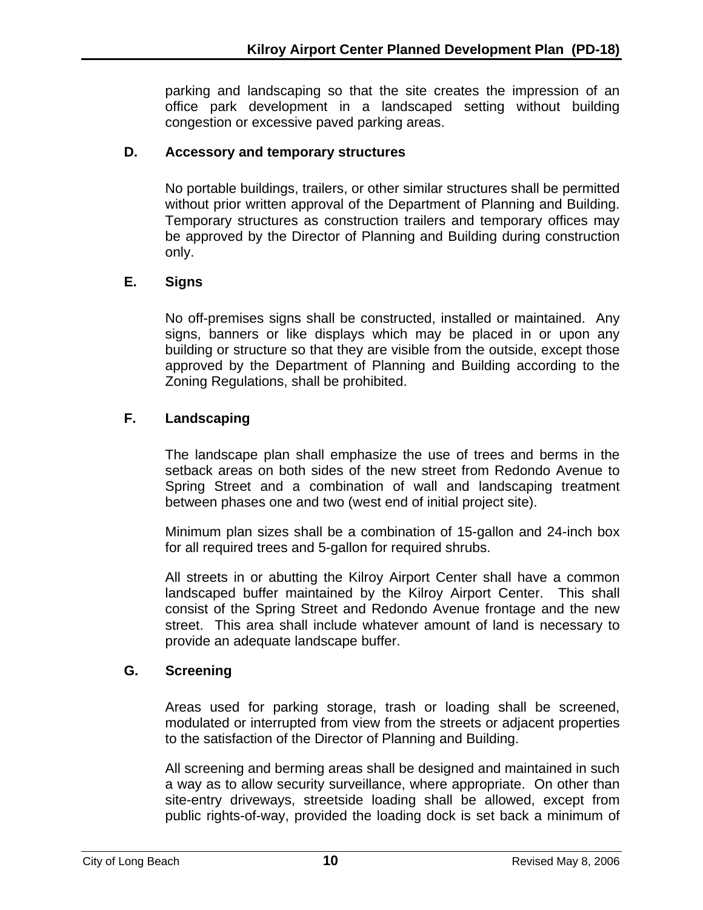parking and landscaping so that the site creates the impression of an office park development in a landscaped setting without building congestion or excessive paved parking areas.

### D. Accessory and temporary structures

No portable buildings, trailers, or other similar structures shall be permitted without prior written approval of the Department of Planning and Building. Temporary structures as construction trailers and temporary offices may be approved by the Director of Planning and Building during construction only.

### E. Signs

No off-premises signs shall be constructed, installed or maintained. Any signs, banners or like displays which may be placed in or upon any building or structure so that they are visible from the outside, except those approved by the Department of Planning and Building according to the Zoning Regulations, shall be prohibited.

### F. Landscaping

The landscape plan shall emphasize the use of trees and berms in the setback areas on both sides of the new street from Redondo Avenue to Spring Street and a combination of wall and landscaping treatment between phases one and two (west end of initial project site).

Minimum plan sizes shall be a combination of 15-gallon and 24-inch box for all required trees and 5-gallon for required shrubs.

All streets in or abutting the Kilroy Airport Center shall have a common landscaped buffer maintained by the Kilroy Airport Center. This shall consist of the Spring Street and Redondo Avenue frontage and the new street. This area shall include whatever amount of land is necessary to provide an adequate landscape buffer.

### G. Screening

Areas used for parking storage, trash or loading shall be screened, modulated or interrupted from view from the streets or adjacent properties to the satisfaction of the Director of Planning and Building.

All screening and berming areas shall be designed and maintained in such a way as to allow security surveillance, where appropriate. On other than site-entry driveways, streetside loading shall be allowed, except from public rights-of-way, provided the loading dock is set back a minimum of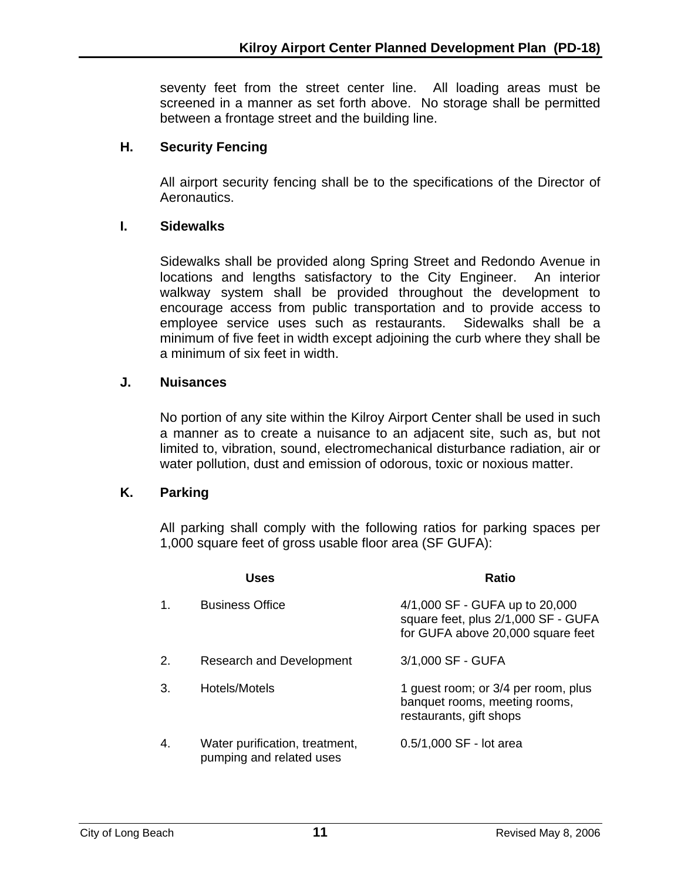seventy feet from the street center line. All loading areas must be screened in a manner as set forth above. No storage shall be permitted between a frontage street and the building line.

### H. Security Fencing

All airport security fencing shall be to the specifications of the Director of Aeronautics.

### I. Sidewalks

Sidewalks shall be provided along Spring Street and Redondo Avenue in locations and lengths satisfactory to the City Engineer. An interior walkway system shall be provided throughout the development to encourage access from public transportation and to provide access to employee service uses such as restaurants. Sidewalks shall be a minimum of five feet in width except adjoining the curb where they shall be a minimum of six feet in width.

### J. Nuisances

No portion of any site within the Kilroy Airport Center shall be used in such a manner as to create a nuisance to an adjacent site, such as, but not limited to, vibration, sound, electromechanical disturbance radiation, air or water pollution, dust and emission of odorous, toxic or noxious matter.

### K. Parking

All parking shall comply with the following ratios for parking spaces per 1,000 square feet of gross usable floor area (SF GUFA):

| | Uses | Ratio |
|---|---|---|
| 1. | Business Office | 4/1,000 SF - GUFA up to 20,000 square feet, plus 2/1,000 SF - GUFA for GUFA above 20,000 square feet |
| 2. | Research and Development | 3/1,000 SF - GUFA |
| 3. | Hotels/Motels | 1 guest room; or 3/4 per room, plus banquet rooms, meeting rooms, restaurants, gift shops |
| 4. | Water purification, treatment, pumping and related uses | 0.5/1,000 SF - lot area |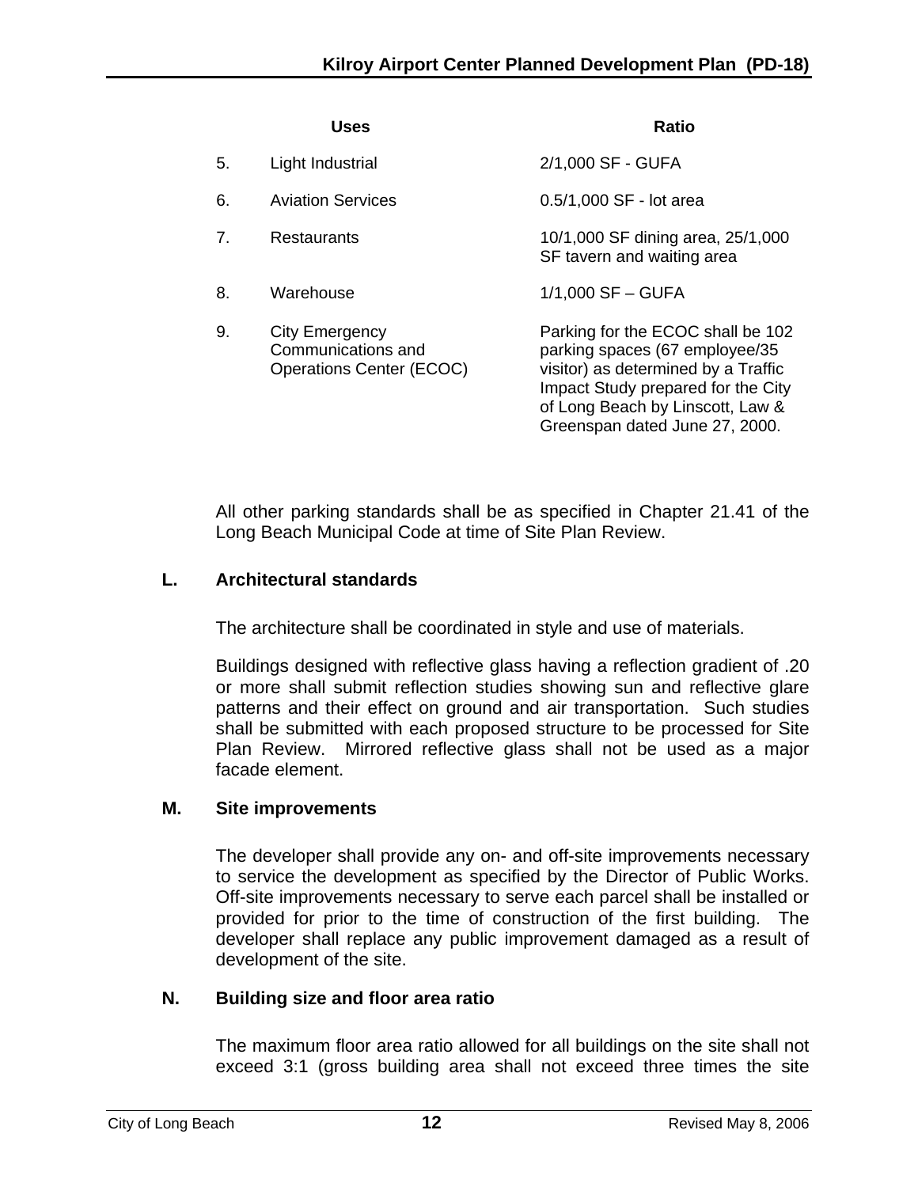| | Uses | Ratio |
|---|---|---|
| 5. | Light Industrial | 2/1,000 SF - GUFA |
| 6. | Aviation Services | 0.5/1,000 SF - lot area |
| 7. | Restaurants | 10/1,000 SF dining area, 25/1,000 SF tavern and waiting area |
| 8. | Warehouse | 1/1,000 SF – GUFA |
| 9. | City Emergency Communications and Operations Center (ECOC) | Parking for the ECOC shall be 102 parking spaces (67 employee/35 visitor) as determined by a Traffic Impact Study prepared for the City of Long Beach by Linscott, Law & Greenspan dated June 27, 2000. |

All other parking standards shall be as specified in Chapter 21.41 of the Long Beach Municipal Code at time of Site Plan Review.

### L. Architectural standards

The architecture shall be coordinated in style and use of materials.

Buildings designed with reflective glass having a reflection gradient of .20 or more shall submit reflection studies showing sun and reflective glare patterns and their effect on ground and air transportation. Such studies shall be submitted with each proposed structure to be processed for Site Plan Review. Mirrored reflective glass shall not be used as a major facade element.

### M. Site improvements

The developer shall provide any on- and off-site improvements necessary to service the development as specified by the Director of Public Works. Off-site improvements necessary to serve each parcel shall be installed or provided for prior to the time of construction of the first building. The developer shall replace any public improvement damaged as a result of development of the site.

### N. Building size and floor area ratio

The maximum floor area ratio allowed for all buildings on the site shall not exceed 3:1 (gross building area shall not exceed three times the site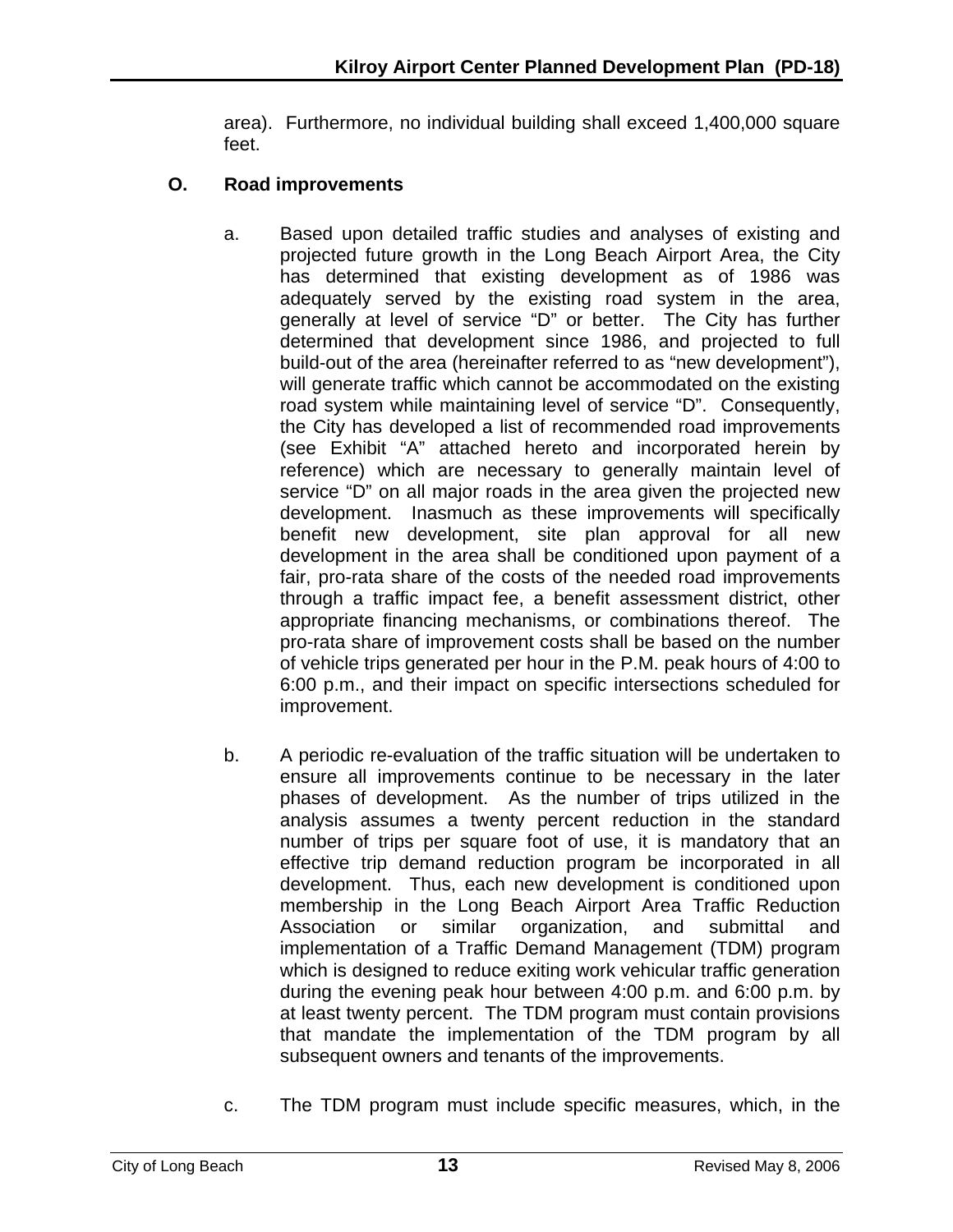area). Furthermore, no individual building shall exceed 1,400,000 square feet.

## O. Road improvements

a. Based upon detailed traffic studies and analyses of existing and projected future growth in the Long Beach Airport Area, the City has determined that existing development as of 1986 was adequately served by the existing road system in the area, generally at level of service "D" or better. The City has further determined that development since 1986, and projected to full build-out of the area (hereinafter referred to as "new development"), will generate traffic which cannot be accommodated on the existing road system while maintaining level of service "D". Consequently, the City has developed a list of recommended road improvements (see Exhibit "A" attached hereto and incorporated herein by reference) which are necessary to generally maintain level of service "D" on all major roads in the area given the projected new development. Inasmuch as these improvements will specifically benefit new development, site plan approval for all new development in the area shall be conditioned upon payment of a fair, pro-rata share of the costs of the needed road improvements through a traffic impact fee, a benefit assessment district, other appropriate financing mechanisms, or combinations thereof. The pro-rata share of improvement costs shall be based on the number of vehicle trips generated per hour in the P.M. peak hours of 4:00 to 6:00 p.m., and their impact on specific intersections scheduled for improvement.

b. A periodic re-evaluation of the traffic situation will be undertaken to ensure all improvements continue to be necessary in the later phases of development. As the number of trips utilized in the analysis assumes a twenty percent reduction in the standard number of trips per square foot of use, it is mandatory that an effective trip demand reduction program be incorporated in all development. Thus, each new development is conditioned upon membership in the Long Beach Airport Area Traffic Reduction Association or similar organization, and submittal and implementation of a Traffic Demand Management (TDM) program which is designed to reduce exiting work vehicular traffic generation during the evening peak hour between 4:00 p.m. and 6:00 p.m. by at least twenty percent. The TDM program must contain provisions that mandate the implementation of the TDM program by all subsequent owners and tenants of the improvements.

c. The TDM program must include specific measures, which, in the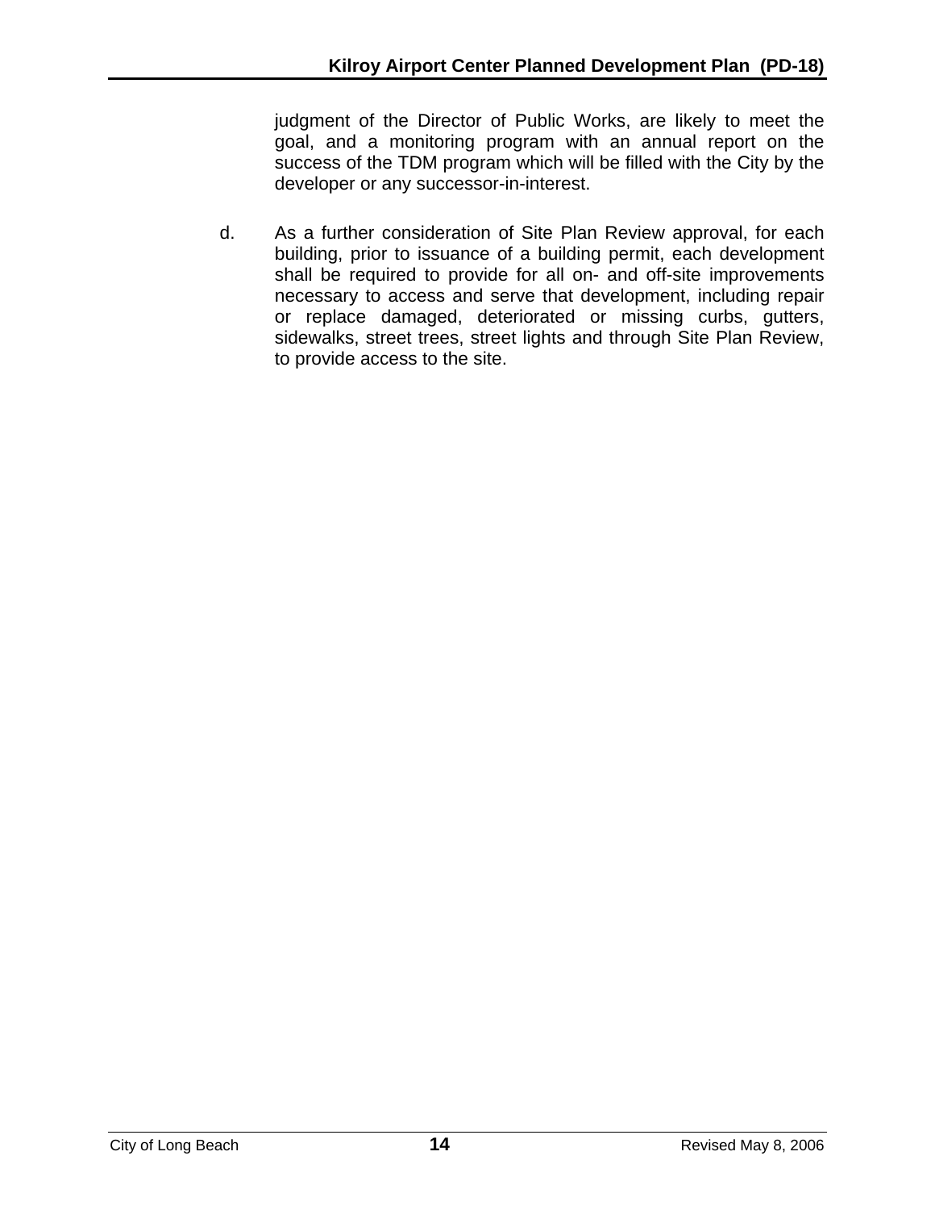judgment of the Director of Public Works, are likely to meet the goal, and a monitoring program with an annual report on the success of the TDM program which will be filled with the City by the developer or any successor-in-interest.

d. As a further consideration of Site Plan Review approval, for each building, prior to issuance of a building permit, each development shall be required to provide for all on- and off-site improvements necessary to access and serve that development, including repair or replace damaged, deteriorated or missing curbs, gutters, sidewalks, street trees, street lights and through Site Plan Review, to provide access to the site.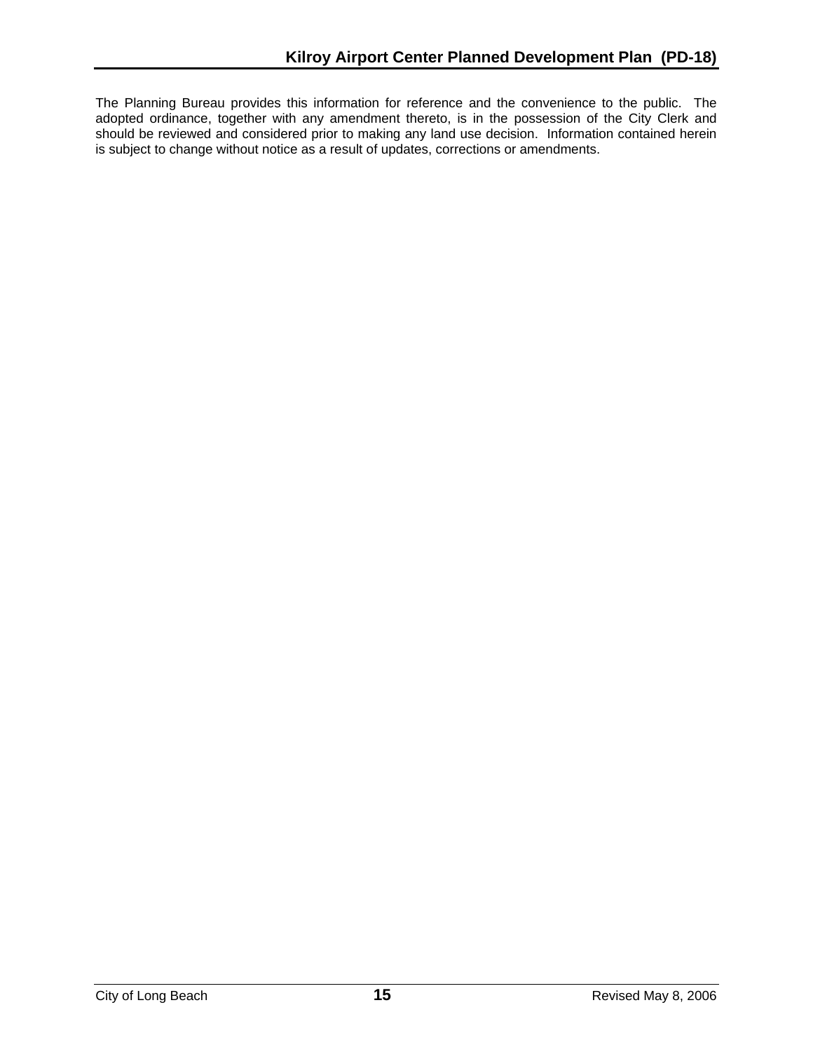The Planning Bureau provides this information for reference and the convenience to the public. The adopted ordinance, together with any amendment thereto, is in the possession of the City Clerk and should be reviewed and considered prior to making any land use decision. Information contained herein is subject to change without notice as a result of updates, corrections or amendments.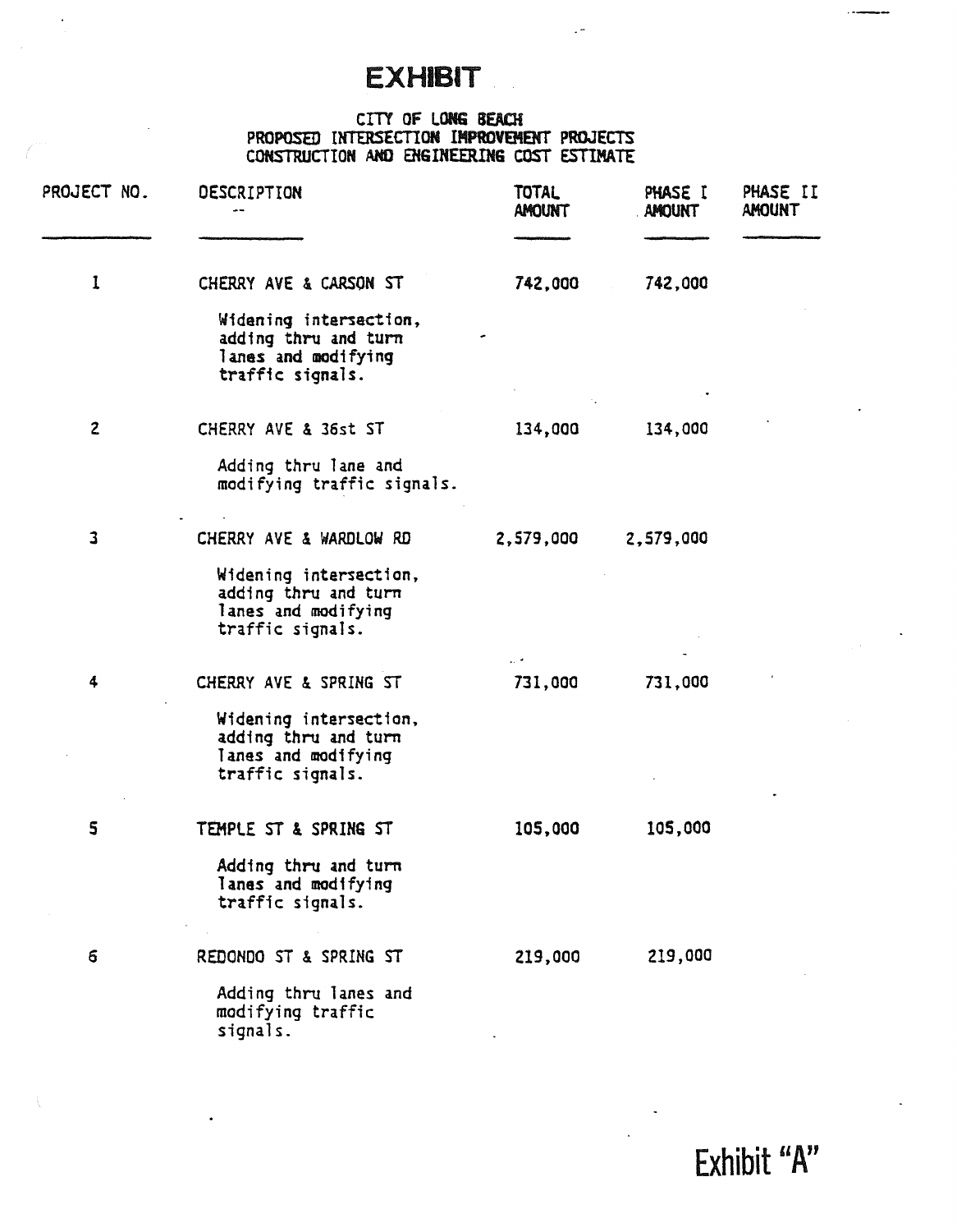# EXHIBIT

CITY OF LONG BEACH
PROPOSED INTERSECTION IMPROVEMENT PROJECTS
CONSTRUCTION AND ENGINEERING COST ESTIMATE

| PROJECT NO. | DESCRIPTION | TOTAL AMOUNT | PHASE I AMOUNT | PHASE II AMOUNT |
|---|---|---|---|---|
| 1 | CHERRY AVE & CARSON ST<br>Widening intersection, adding thru and turn lanes and modifying traffic signals. | 742,000 | 742,000 | |
| 2 | CHERRY AVE & 36st ST<br>Adding thru lane and modifying traffic signals. | 134,000 | 134,000 | |
| 3 | CHERRY AVE & WARDLOW RD<br>Widening intersection, adding thru and turn lanes and modifying traffic signals. | 2,579,000 | 2,579,000 | |
| 4 | CHERRY AVE & SPRING ST<br>Widening intersection, adding thru and turn lanes and modifying traffic signals. | 731,000 | 731,000 | |
| 5 | TEMPLE ST & SPRING ST<br>Adding thru and turn lanes and modifying traffic signals. | 105,000 | 105,000 | |
| 6 | REDONDO ST & SPRING ST<br>Adding thru lanes and modifying traffic signals. | 219,000 | 219,000 | |

Exhibit "A"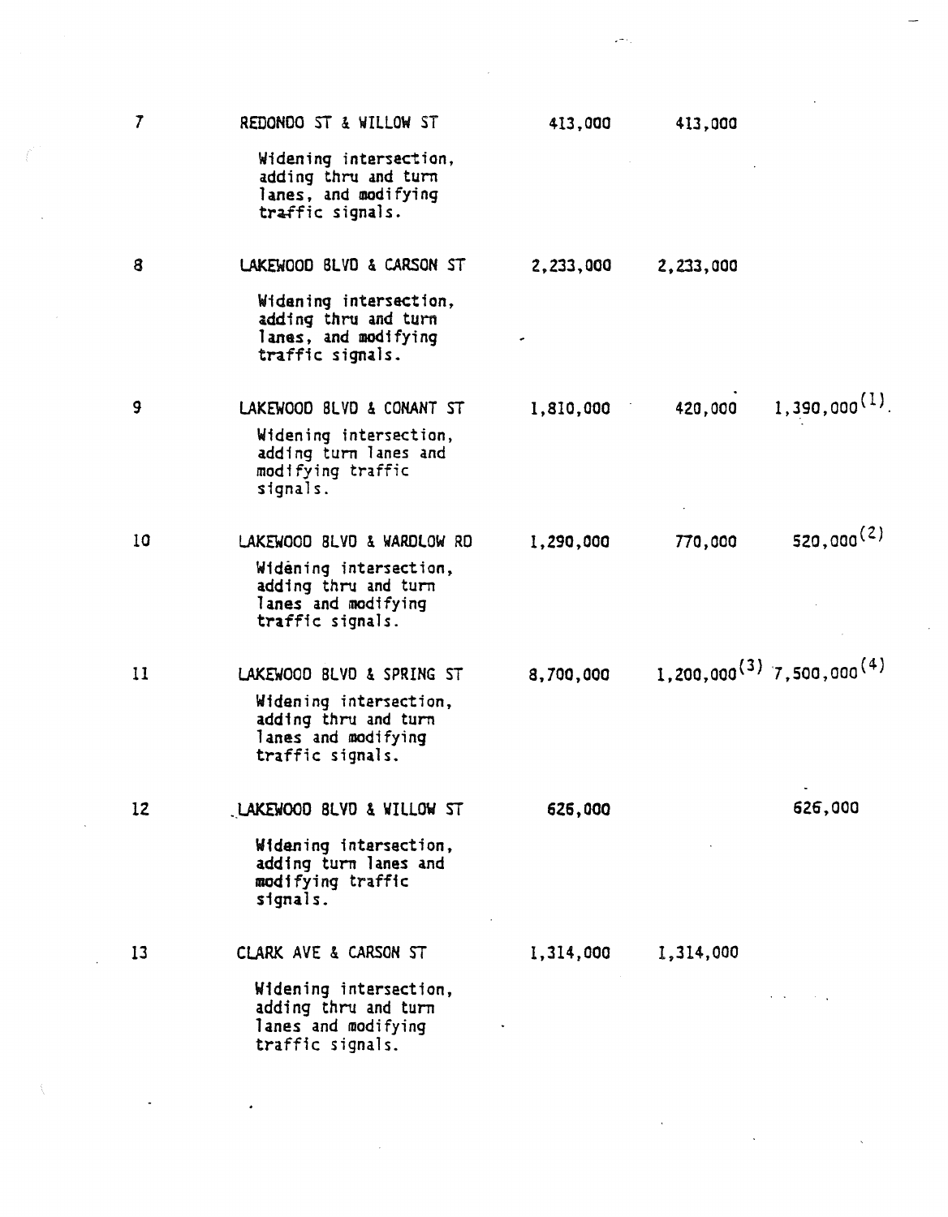| | | | | |
|---|---|---|---|---|
| 7 | REDONDO ST & WILLOW ST<br>Widening intersection, adding thru and turn lanes, and modifying traffic signals. | 413,000 | 413,000 | |
| 8 | LAKEWOOD BLVD & CARSON ST<br>Widening intersection, adding thru and turn lanes, and modifying traffic signals. | 2,233,000 | 2,233,000 | |
| 9 | LAKEWOOD BLVD & CONANT ST<br>Widening intersection, adding turn lanes and modifying traffic signals. | 1,810,000 | 420,000 | 1,390,000(1) |
| 10 | LAKEWOOD BLVD & WARDLOW RD<br>Widening intersection, adding thru and turn lanes and modifying traffic signals. | 1,290,000 | 770,000 | 520,000(2) |
| 11 | LAKEWOOD BLVD & SPRING ST<br>Widening intersection, adding thru and turn lanes and modifying traffic signals. | 8,700,000 | 1,200,000(3) | 7,500,000(4) |
| 12 | LAKEWOOD BLVD & WILLOW ST<br>Widening intersection, adding turn lanes and modifying traffic signals. | 626,000 | | 626,000 |
| 13 | CLARK AVE & CARSON ST<br>Widening intersection, adding thru and turn lanes and modifying traffic signals. | 1,314,000 | 1,314,000 | |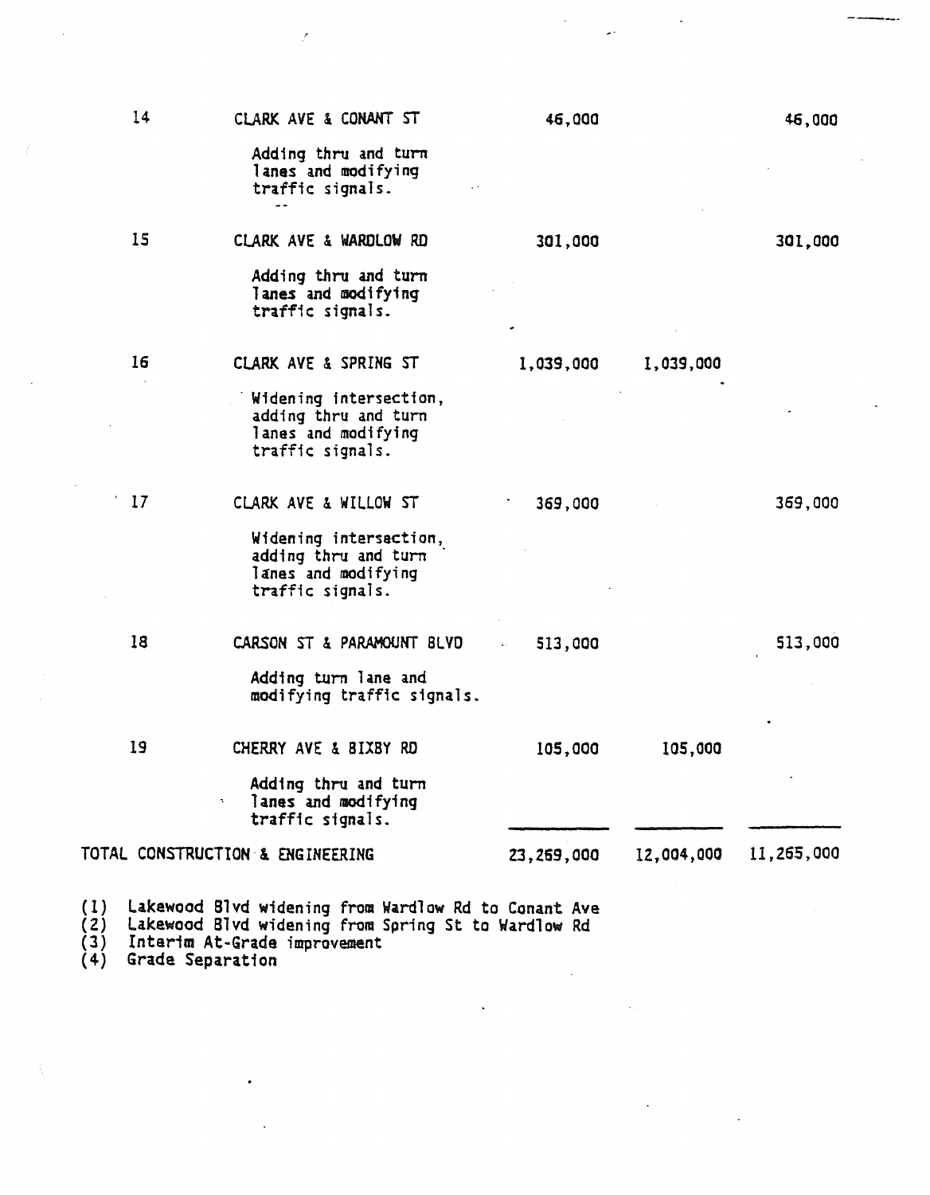| | | | | |
|---|---|---|---|---|
| 14 | CLARK AVE & CONANT ST<br>Adding thru and turn lanes and modifying traffic signals. | 46,000 | | 46,000 |
| 15 | CLARK AVE & WARDLOW RD<br>Adding thru and turn lanes and modifying traffic signals. | 301,000 | | 301,000 |
| 16 | CLARK AVE & SPRING ST<br>Widening intersection, adding thru and turn lanes and modifying traffic signals. | 1,039,000 | 1,039,000 | |
| 17 | CLARK AVE & WILLOW ST<br>Widening intersection, adding thru and turn lanes and modifying traffic signals. | 369,000 | | 369,000 |
| 18 | CARSON ST & PARAMOUNT BLVD<br>Adding turn lane and modifying traffic signals. | 513,000 | | 513,000 |
| 19 | CHERRY AVE & BIXBY RD<br>Adding thru and turn lanes and modifying traffic signals. | 105,000 | 105,000 | |
| TOTAL CONSTRUCTION & ENGINEERING | | 23,269,000 | 12,004,000 | 11,265,000 |

(1) Lakewood Blvd widening from Wardlow Rd to Conant Ave
(2) Lakewood Blvd widening from Spring St to Wardlow Rd
(3) Interim At-Grade improvement
(4) Grade Separation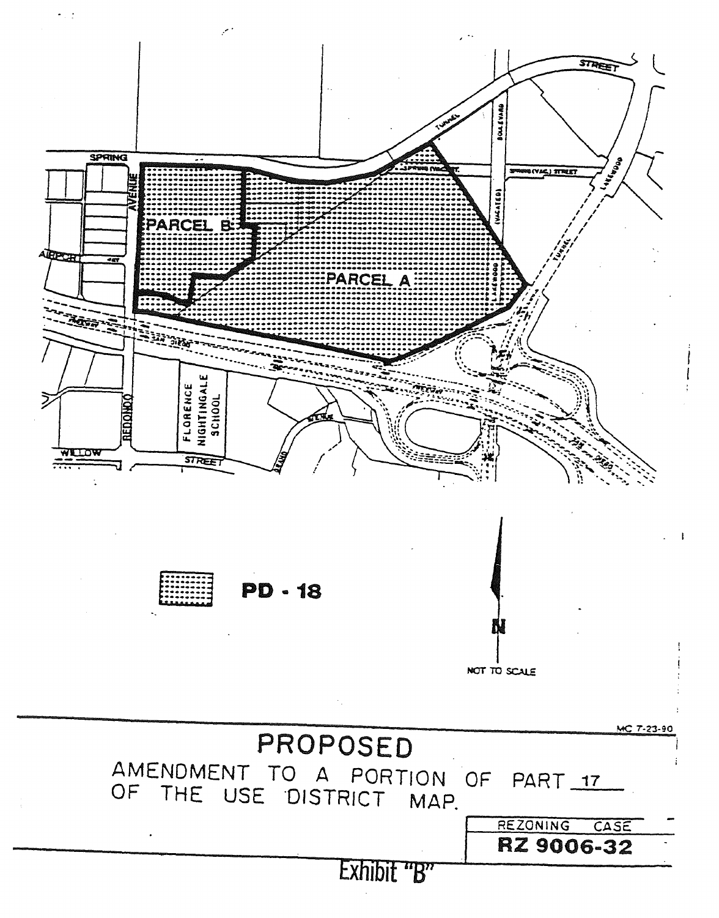SPRING

AVENUE

AIRPORT

PARCEL B

PARCEL A

TUNNEL

STREET

SPRING (VAC.) ST.

SPRING (VAC.) STREET

BOULEVARD

(VACATED)

LAKEWOOD

TUNNEL

FREEWAY

SAN DIEGO

REDONDO

FLORENCE NIGHTINGALE SCHOOL

WILLOW

STREET

PD - 18

N

NOT TO SCALE

MC 7-23-90

# PROPOSED

AMENDMENT TO A PORTION OF PART 17 OF THE USE DISTRICT MAP.

REZONING CASE

**RZ 9006-32**

Exhibit "B"